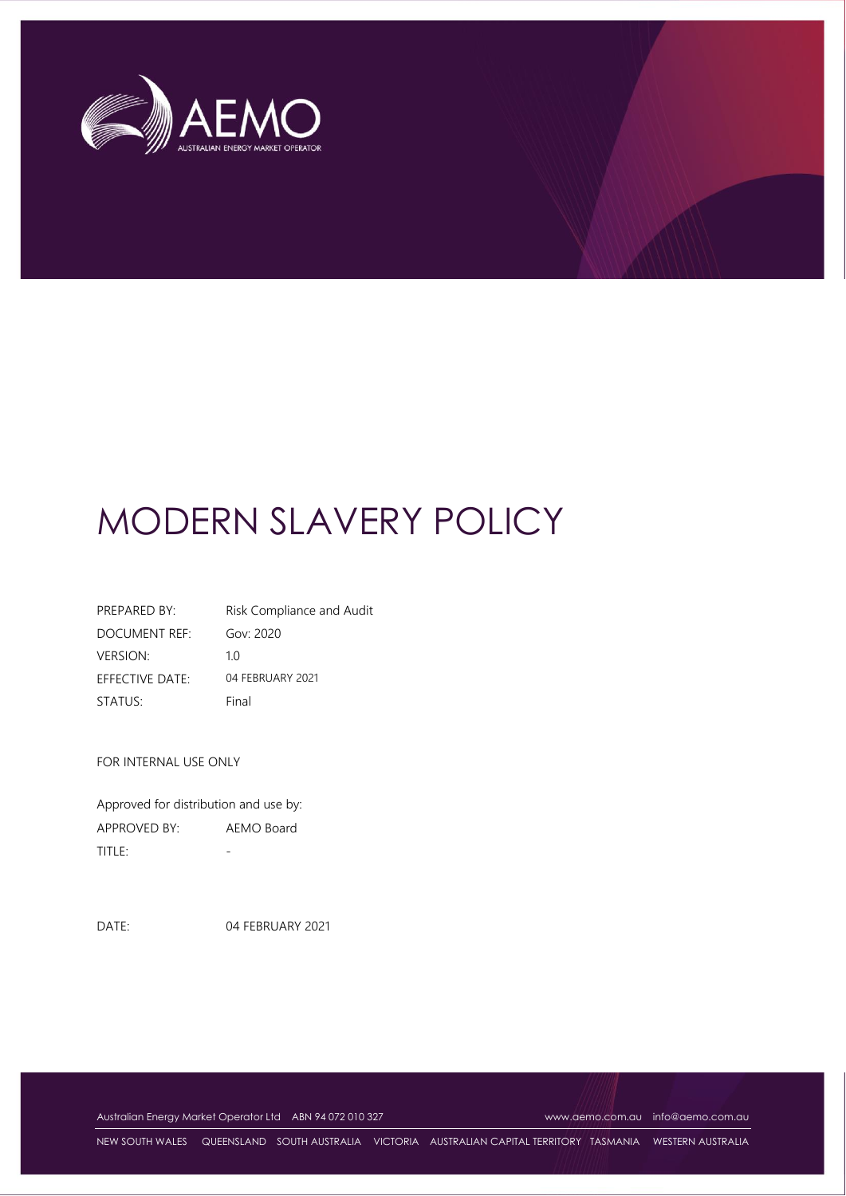# MODERN SLAVERY POLICY

| | |
|---|---|
| PREPARED BY: | Risk Compliance and Audit |
| DOCUMENT REF: | Gov: 2020 |
| VERSION: | 1.0 |
| EFFECTIVE DATE: | 04 FEBRUARY 2021 |
| STATUS: | Final |

FOR INTERNAL USE ONLY

Approved for distribution and use by:

| | |
|---|---|
| APPROVED BY: | AEMO Board |
| TITLE: | - |

DATE: 04 FEBRUARY 2021

Australian Energy Market Operator Ltd ABN 94 072 010 327 www.aemo.com.au info@aemo.com.au

NEW SOUTH WALES QUEENSLAND SOUTH AUSTRALIA VICTORIA AUSTRALIAN CAPITAL TERRITORY TASMANIA WESTERN AUSTRALIA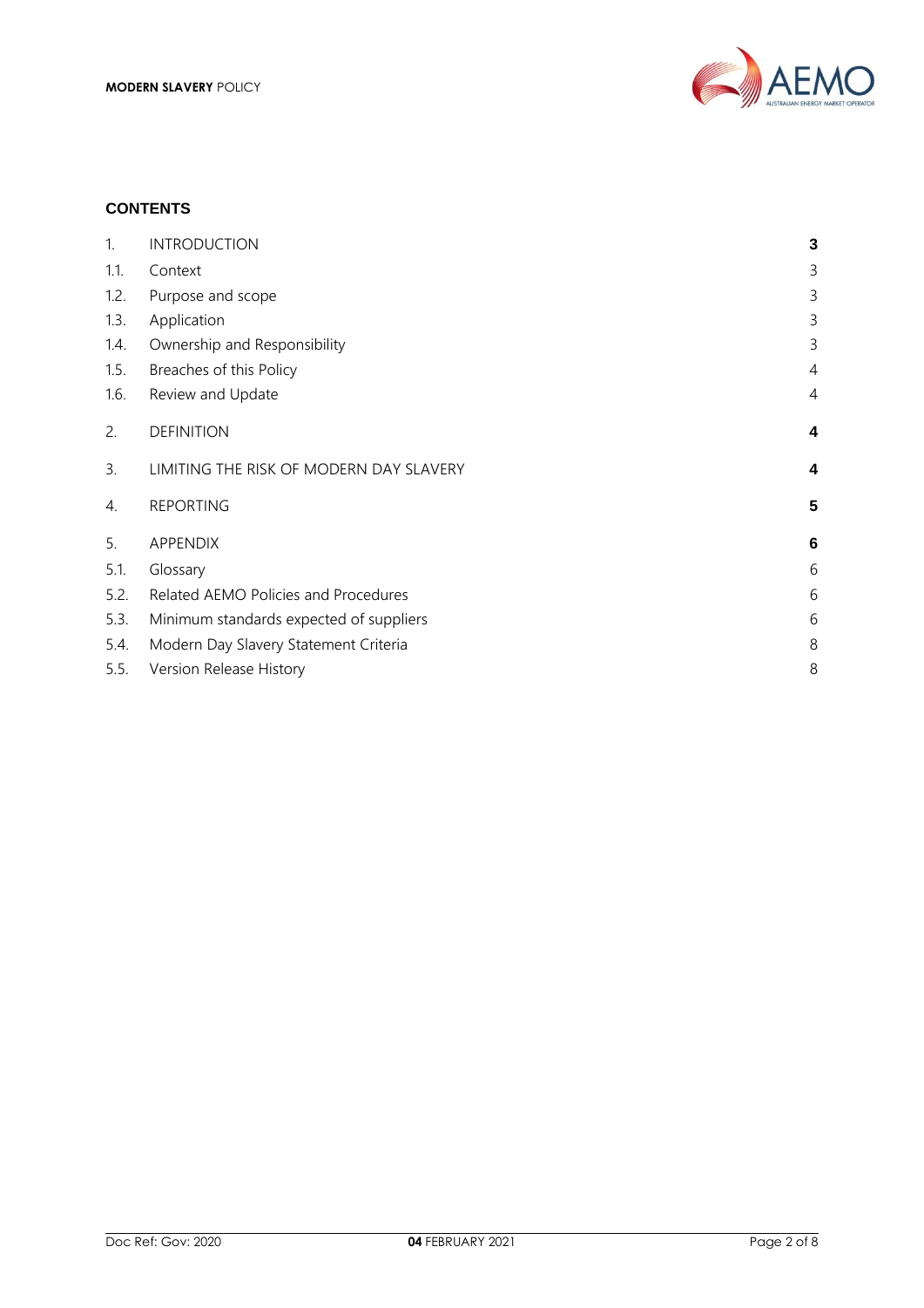## CONTENTS

| | | |
|---|---|---|
| 1. | INTRODUCTION | **3** |
| 1.1. | Context | 3 |
| 1.2. | Purpose and scope | 3 |
| 1.3. | Application | 3 |
| 1.4. | Ownership and Responsibility | 3 |
| 1.5. | Breaches of this Policy | 4 |
| 1.6. | Review and Update | 4 |
| 2. | DEFINITION | **4** |
| 3. | LIMITING THE RISK OF MODERN DAY SLAVERY | **4** |
| 4. | REPORTING | **5** |
| 5. | APPENDIX | **6** |
| 5.1. | Glossary | 6 |
| 5.2. | Related AEMO Policies and Procedures | 6 |
| 5.3. | Minimum standards expected of suppliers | 6 |
| 5.4. | Modern Day Slavery Statement Criteria | 8 |
| 5.5. | Version Release History | 8 |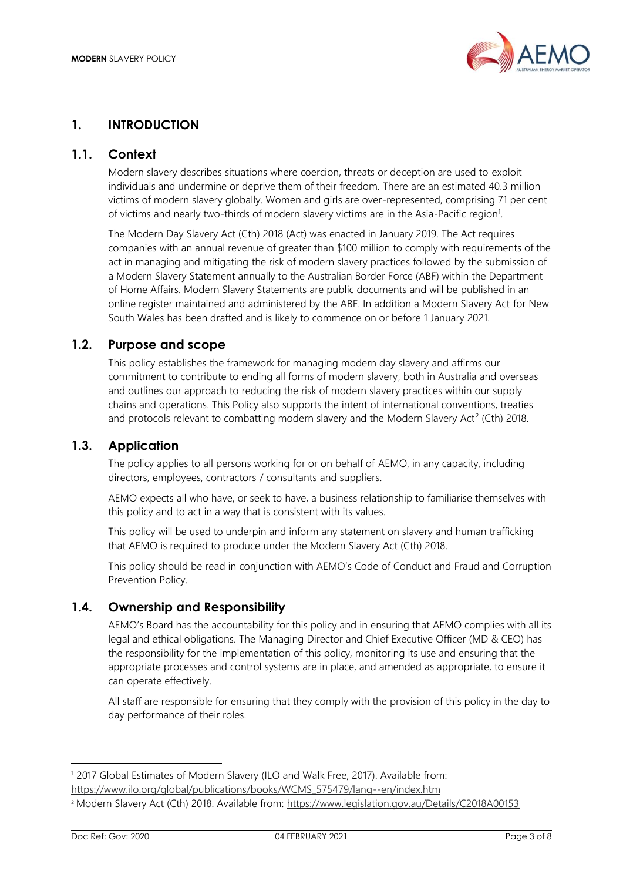# 1. INTRODUCTION

## 1.1. Context

Modern slavery describes situations where coercion, threats or deception are used to exploit individuals and undermine or deprive them of their freedom. There are an estimated 40.3 million victims of modern slavery globally. Women and girls are over-represented, comprising 71 per cent of victims and nearly two-thirds of modern slavery victims are in the Asia-Pacific region[1].

The Modern Day Slavery Act (Cth) 2018 (Act) was enacted in January 2019. The Act requires companies with an annual revenue of greater than $100 million to comply with requirements of the act in managing and mitigating the risk of modern slavery practices followed by the submission of a Modern Slavery Statement annually to the Australian Border Force (ABF) within the Department of Home Affairs. Modern Slavery Statements are public documents and will be published in an online register maintained and administered by the ABF. In addition a Modern Slavery Act for New South Wales has been drafted and is likely to commence on or before 1 January 2021.

## 1.2. Purpose and scope

This policy establishes the framework for managing modern day slavery and affirms our commitment to contribute to ending all forms of modern slavery, both in Australia and overseas and outlines our approach to reducing the risk of modern slavery practices within our supply chains and operations. This Policy also supports the intent of international conventions, treaties and protocols relevant to combatting modern slavery and the Modern Slavery Act[2] (Cth) 2018.

## 1.3. Application

The policy applies to all persons working for or on behalf of AEMO, in any capacity, including directors, employees, contractors / consultants and suppliers.

AEMO expects all who have, or seek to have, a business relationship to familiarise themselves with this policy and to act in a way that is consistent with its values.

This policy will be used to underpin and inform any statement on slavery and human trafficking that AEMO is required to produce under the Modern Slavery Act (Cth) 2018.

This policy should be read in conjunction with AEMO's Code of Conduct and Fraud and Corruption Prevention Policy.

## 1.4. Ownership and Responsibility

AEMO's Board has the accountability for this policy and in ensuring that AEMO complies with all its legal and ethical obligations. The Managing Director and Chief Executive Officer (MD & CEO) has the responsibility for the implementation of this policy, monitoring its use and ensuring that the appropriate processes and control systems are in place, and amended as appropriate, to ensure it can operate effectively.

All staff are responsible for ensuring that they comply with the provision of this policy in the day to day performance of their roles.

---

[1] 2017 Global Estimates of Modern Slavery (ILO and Walk Free, 2017). Available from: https://www.ilo.org/global/publications/books/WCMS_575479/lang--en/index.htm

[2] Modern Slavery Act (Cth) 2018. Available from: https://www.legislation.gov.au/Details/C2018A00153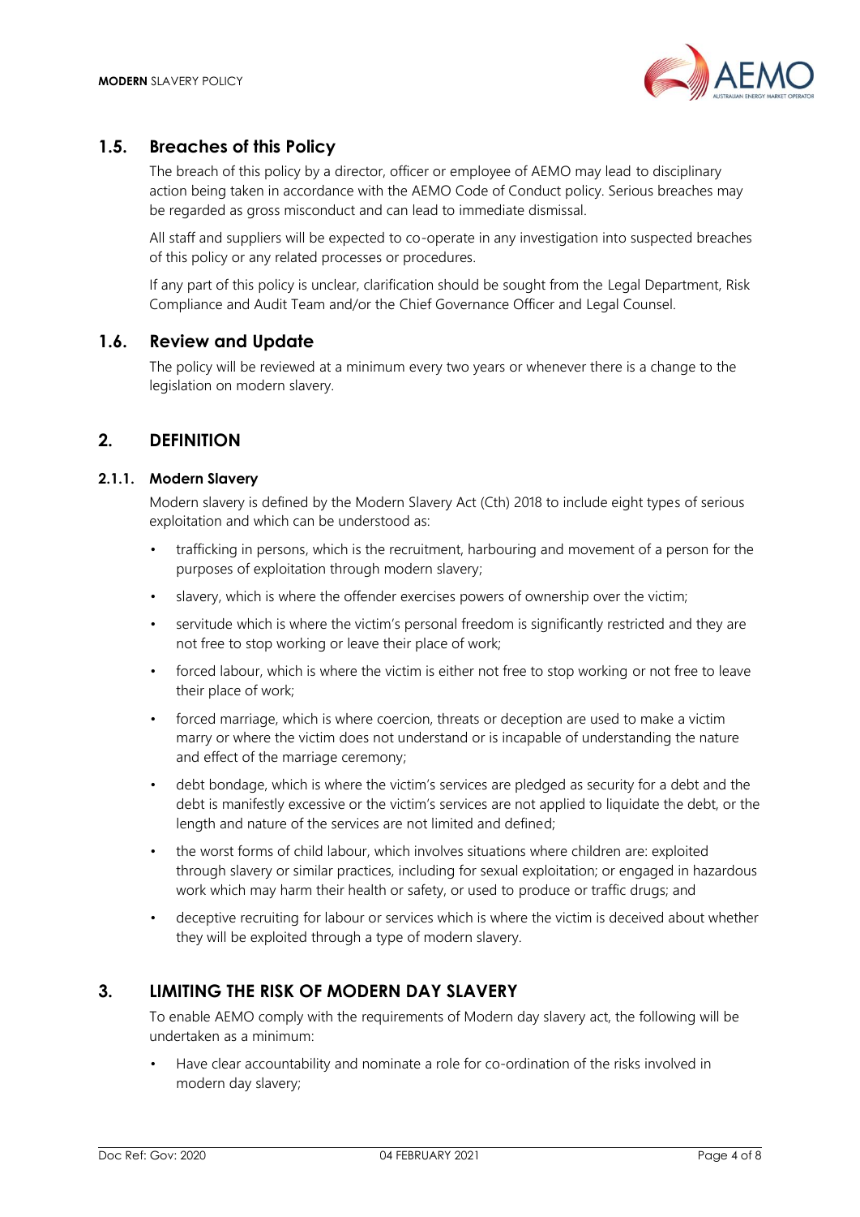## 1.5. Breaches of this Policy

The breach of this policy by a director, officer or employee of AEMO may lead to disciplinary action being taken in accordance with the AEMO Code of Conduct policy. Serious breaches may be regarded as gross misconduct and can lead to immediate dismissal.

All staff and suppliers will be expected to co-operate in any investigation into suspected breaches of this policy or any related processes or procedures.

If any part of this policy is unclear, clarification should be sought from the Legal Department, Risk Compliance and Audit Team and/or the Chief Governance Officer and Legal Counsel.

## 1.6. Review and Update

The policy will be reviewed at a minimum every two years or whenever there is a change to the legislation on modern slavery.

# 2. DEFINITION

### 2.1.1. Modern Slavery

Modern slavery is defined by the Modern Slavery Act (Cth) 2018 to include eight types of serious exploitation and which can be understood as:

- trafficking in persons, which is the recruitment, harbouring and movement of a person for the purposes of exploitation through modern slavery;
- slavery, which is where the offender exercises powers of ownership over the victim;
- servitude which is where the victim's personal freedom is significantly restricted and they are not free to stop working or leave their place of work;
- forced labour, which is where the victim is either not free to stop working or not free to leave their place of work;
- forced marriage, which is where coercion, threats or deception are used to make a victim marry or where the victim does not understand or is incapable of understanding the nature and effect of the marriage ceremony;
- debt bondage, which is where the victim's services are pledged as security for a debt and the debt is manifestly excessive or the victim's services are not applied to liquidate the debt, or the length and nature of the services are not limited and defined;
- the worst forms of child labour, which involves situations where children are: exploited through slavery or similar practices, including for sexual exploitation; or engaged in hazardous work which may harm their health or safety, or used to produce or traffic drugs; and
- deceptive recruiting for labour or services which is where the victim is deceived about whether they will be exploited through a type of modern slavery.

# 3. LIMITING THE RISK OF MODERN DAY SLAVERY

To enable AEMO comply with the requirements of Modern day slavery act, the following will be undertaken as a minimum:

- Have clear accountability and nominate a role for co-ordination of the risks involved in modern day slavery;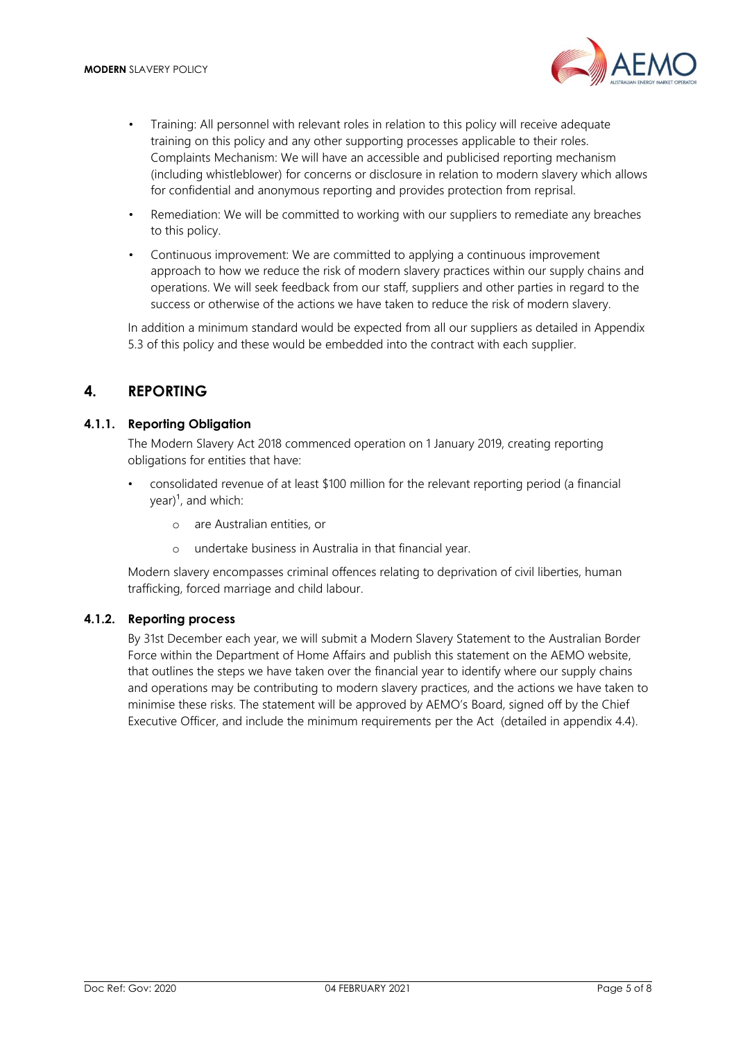- Training: All personnel with relevant roles in relation to this policy will receive adequate training on this policy and any other supporting processes applicable to their roles. Complaints Mechanism: We will have an accessible and publicised reporting mechanism (including whistleblower) for concerns or disclosure in relation to modern slavery which allows for confidential and anonymous reporting and provides protection from reprisal.
- Remediation: We will be committed to working with our suppliers to remediate any breaches to this policy.
- Continuous improvement: We are committed to applying a continuous improvement approach to how we reduce the risk of modern slavery practices within our supply chains and operations. We will seek feedback from our staff, suppliers and other parties in regard to the success or otherwise of the actions we have taken to reduce the risk of modern slavery.

In addition a minimum standard would be expected from all our suppliers as detailed in Appendix 5.3 of this policy and these would be embedded into the contract with each supplier.

# 4. REPORTING

### 4.1.1. Reporting Obligation

The Modern Slavery Act 2018 commenced operation on 1 January 2019, creating reporting obligations for entities that have:

- consolidated revenue of at least $100 million for the relevant reporting period (a financial year)[1], and which:
  - are Australian entities, or
  - undertake business in Australia in that financial year.

Modern slavery encompasses criminal offences relating to deprivation of civil liberties, human trafficking, forced marriage and child labour.

### 4.1.2. Reporting process

By 31st December each year, we will submit a Modern Slavery Statement to the Australian Border Force within the Department of Home Affairs and publish this statement on the AEMO website, that outlines the steps we have taken over the financial year to identify where our supply chains and operations may be contributing to modern slavery practices, and the actions we have taken to minimise these risks. The statement will be approved by AEMO's Board, signed off by the Chief Executive Officer, and include the minimum requirements per the Act (detailed in appendix 4.4).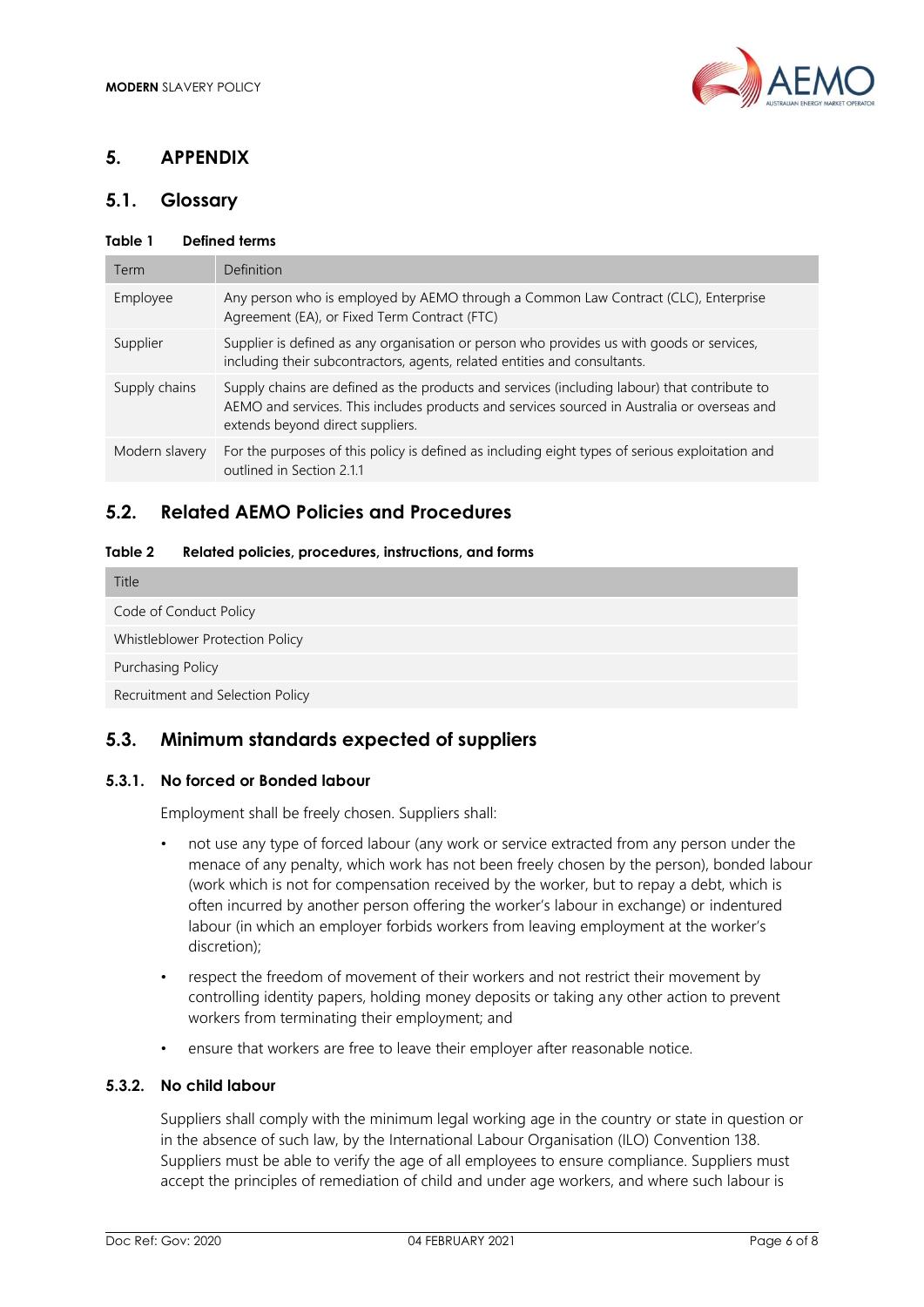# 5. APPENDIX

## 5.1. Glossary

**Table 1 Defined terms**

| Term | Definition |
|---|---|
| Employee | Any person who is employed by AEMO through a Common Law Contract (CLC), Enterprise Agreement (EA), or Fixed Term Contract (FTC) |
| Supplier | Supplier is defined as any organisation or person who provides us with goods or services, including their subcontractors, agents, related entities and consultants. |
| Supply chains | Supply chains are defined as the products and services (including labour) that contribute to AEMO and services. This includes products and services sourced in Australia or overseas and extends beyond direct suppliers. |
| Modern slavery | For the purposes of this policy is defined as including eight types of serious exploitation and outlined in Section 2.1.1 |

## 5.2. Related AEMO Policies and Procedures

**Table 2 Related policies, procedures, instructions, and forms**

| Title |
|---|
| Code of Conduct Policy |
| Whistleblower Protection Policy |
| Purchasing Policy |
| Recruitment and Selection Policy |

## 5.3. Minimum standards expected of suppliers

### 5.3.1. No forced or Bonded labour

Employment shall be freely chosen. Suppliers shall:

- not use any type of forced labour (any work or service extracted from any person under the menace of any penalty, which work has not been freely chosen by the person), bonded labour (work which is not for compensation received by the worker, but to repay a debt, which is often incurred by another person offering the worker's labour in exchange) or indentured labour (in which an employer forbids workers from leaving employment at the worker's discretion);
- respect the freedom of movement of their workers and not restrict their movement by controlling identity papers, holding money deposits or taking any other action to prevent workers from terminating their employment; and
- ensure that workers are free to leave their employer after reasonable notice.

### 5.3.2. No child labour

Suppliers shall comply with the minimum legal working age in the country or state in question or in the absence of such law, by the International Labour Organisation (ILO) Convention 138. Suppliers must be able to verify the age of all employees to ensure compliance. Suppliers must accept the principles of remediation of child and under age workers, and where such labour is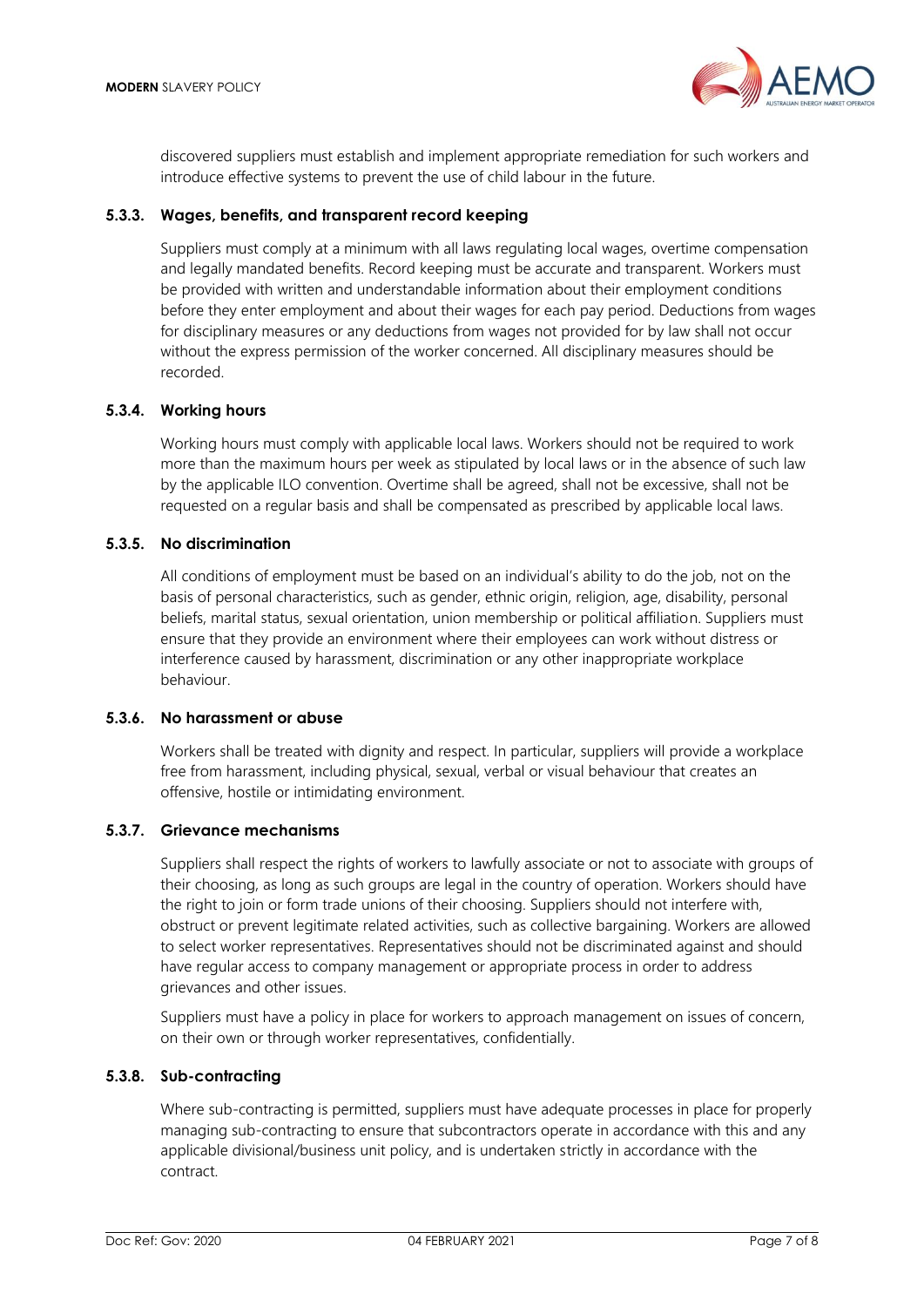discovered suppliers must establish and implement appropriate remediation for such workers and introduce effective systems to prevent the use of child labour in the future.

#### 5.3.3. Wages, benefits, and transparent record keeping

Suppliers must comply at a minimum with all laws regulating local wages, overtime compensation and legally mandated benefits. Record keeping must be accurate and transparent. Workers must be provided with written and understandable information about their employment conditions before they enter employment and about their wages for each pay period. Deductions from wages for disciplinary measures or any deductions from wages not provided for by law shall not occur without the express permission of the worker concerned. All disciplinary measures should be recorded.

#### 5.3.4. Working hours

Working hours must comply with applicable local laws. Workers should not be required to work more than the maximum hours per week as stipulated by local laws or in the absence of such law by the applicable ILO convention. Overtime shall be agreed, shall not be excessive, shall not be requested on a regular basis and shall be compensated as prescribed by applicable local laws.

#### 5.3.5. No discrimination

All conditions of employment must be based on an individual's ability to do the job, not on the basis of personal characteristics, such as gender, ethnic origin, religion, age, disability, personal beliefs, marital status, sexual orientation, union membership or political affiliation. Suppliers must ensure that they provide an environment where their employees can work without distress or interference caused by harassment, discrimination or any other inappropriate workplace behaviour.

#### 5.3.6. No harassment or abuse

Workers shall be treated with dignity and respect. In particular, suppliers will provide a workplace free from harassment, including physical, sexual, verbal or visual behaviour that creates an offensive, hostile or intimidating environment.

#### 5.3.7. Grievance mechanisms

Suppliers shall respect the rights of workers to lawfully associate or not to associate with groups of their choosing, as long as such groups are legal in the country of operation. Workers should have the right to join or form trade unions of their choosing. Suppliers should not interfere with, obstruct or prevent legitimate related activities, such as collective bargaining. Workers are allowed to select worker representatives. Representatives should not be discriminated against and should have regular access to company management or appropriate process in order to address grievances and other issues.

Suppliers must have a policy in place for workers to approach management on issues of concern, on their own or through worker representatives, confidentially.

#### 5.3.8. Sub-contracting

Where sub-contracting is permitted, suppliers must have adequate processes in place for properly managing sub-contracting to ensure that subcontractors operate in accordance with this and any applicable divisional/business unit policy, and is undertaken strictly in accordance with the contract.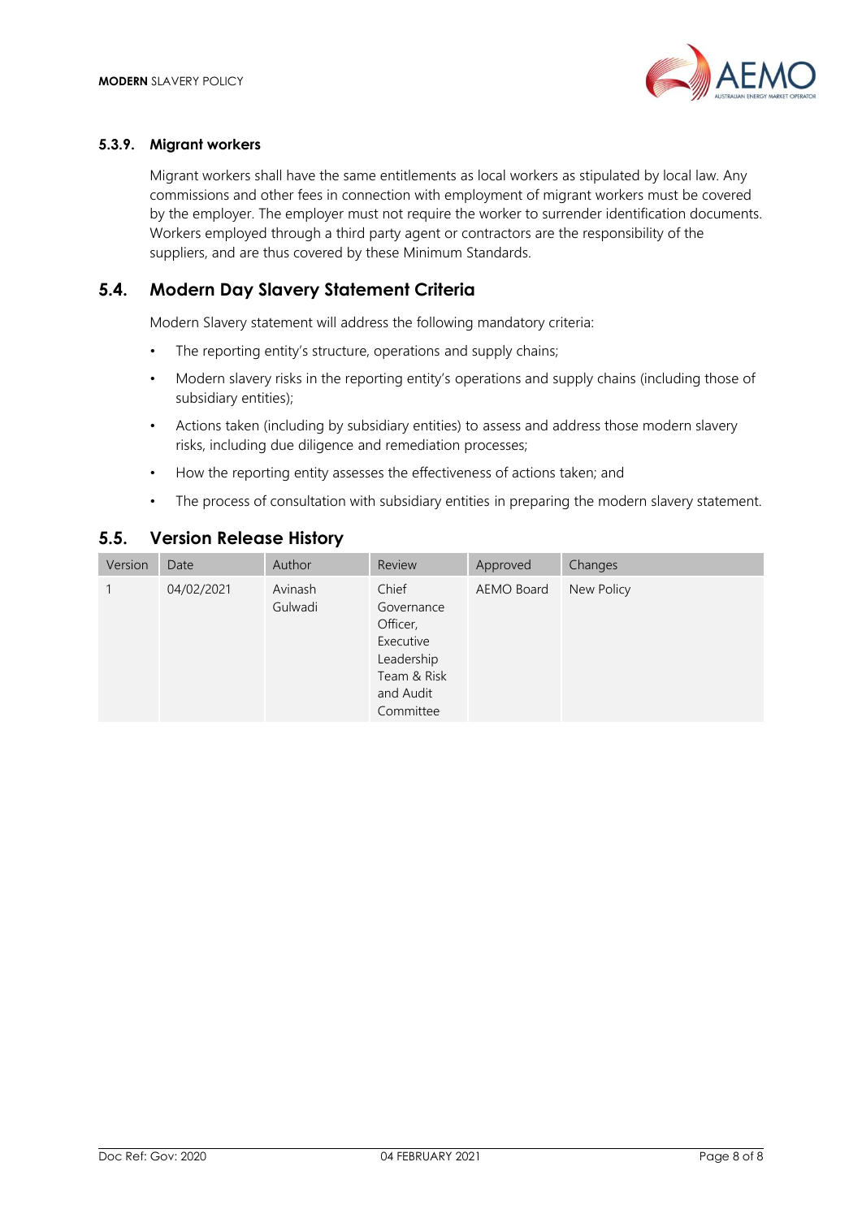#### 5.3.9. Migrant workers

Migrant workers shall have the same entitlements as local workers as stipulated by local law. Any commissions and other fees in connection with employment of migrant workers must be covered by the employer. The employer must not require the worker to surrender identification documents. Workers employed through a third party agent or contractors are the responsibility of the suppliers, and are thus covered by these Minimum Standards.

### 5.4. Modern Day Slavery Statement Criteria

Modern Slavery statement will address the following mandatory criteria:

- The reporting entity's structure, operations and supply chains;
- Modern slavery risks in the reporting entity's operations and supply chains (including those of subsidiary entities);
- Actions taken (including by subsidiary entities) to assess and address those modern slavery risks, including due diligence and remediation processes;
- How the reporting entity assesses the effectiveness of actions taken; and
- The process of consultation with subsidiary entities in preparing the modern slavery statement.

### 5.5. Version Release History

| Version | Date | Author | Review | Approved | Changes |
|---|---|---|---|---|---|
| 1 | 04/02/2021 | Avinash Gulwadi | Chief Governance Officer, Executive Leadership Team & Risk and Audit Committee | AEMO Board | New Policy |